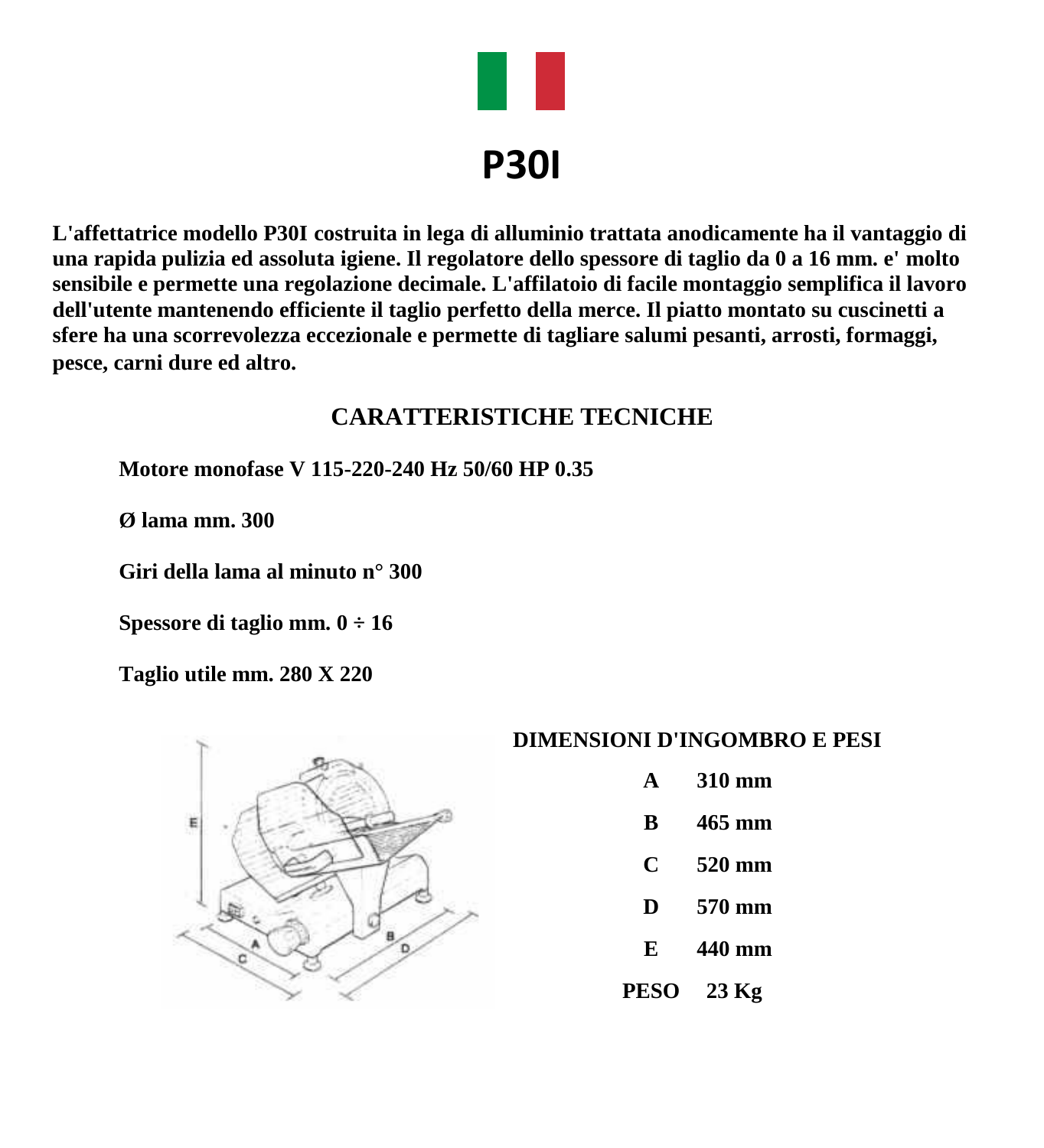# P30I

**L'affettatrice modello P30I costruita in lega di alluminio trattata anodicamente ha il vantaggio di una rapida pulizia ed assoluta igiene. Il regolatore dello spessore di taglio da 0 a 16 mm. e' molto sensibile e permette una regolazione decimale. L'affilatoio di facile montaggio semplifica il lavoro dell'utente mantenendo efficiente il taglio perfetto della merce. Il piatto montato su cuscinetti a sfere ha una scorrevolezza eccezionale e permette di tagliare salumi pesanti, arrosti, formaggi, pesce, carni dure ed altro.**

## CARATTERISTICHE TECNICHE

**Motore monofase V 115-220-240 Hz 50/60 HP 0.35**

**Ø lama mm. 300**

**Giri della lama al minuto n° 300**

**Spessore di taglio mm. 0 ÷ 16**

**Taglio utile mm. 280 X 220**

### DIMENSIONI D'INGOMBRO E PESI

| | |
|---|---|
| A | 310 mm |
| B | 465 mm |
| C | 520 mm |
| D | 570 mm |
| E | 440 mm |
| PESO | 23 Kg |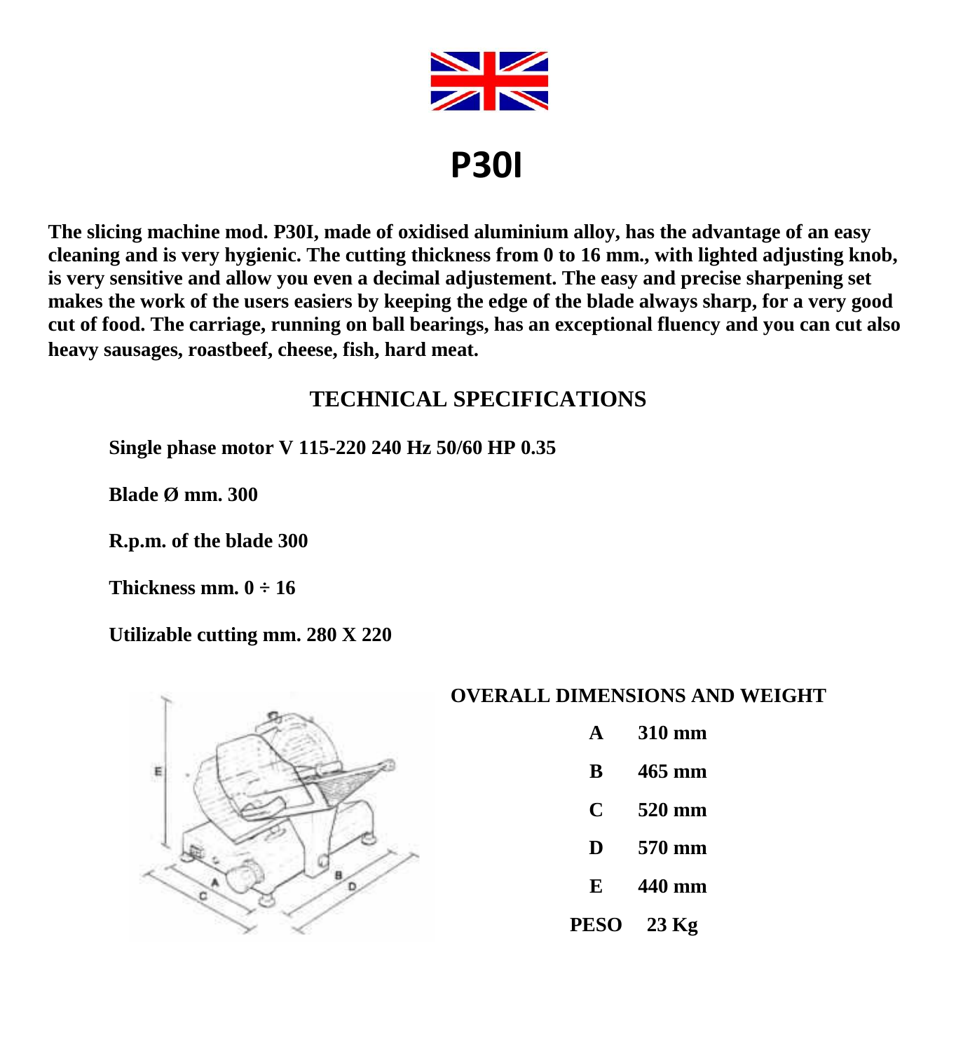# P30I

**The slicing machine mod. P30I, made of oxidised aluminium alloy, has the advantage of an easy cleaning and is very hygienic. The cutting thickness from 0 to 16 mm., with lighted adjusting knob, is very sensitive and allow you even a decimal adjustement. The easy and precise sharpening set makes the work of the users easiers by keeping the edge of the blade always sharp, for a very good cut of food. The carriage, running on ball bearings, has an exceptional fluency and you can cut also heavy sausages, roastbeef, cheese, fish, hard meat.**

## TECHNICAL SPECIFICATIONS

**Single phase motor V 115-220 240 Hz 50/60 HP 0.35**

**Blade Ø mm. 300**

**R.p.m. of the blade 300**

**Thickness mm. 0 ÷ 16**

**Utilizable cutting mm. 280 X 220**

## OVERALL DIMENSIONS AND WEIGHT

| | |
|---|---|
| **A** | **310 mm** |
| **B** | **465 mm** |
| **C** | **520 mm** |
| **D** | **570 mm** |
| **E** | **440 mm** |
| **PESO** | **23 Kg** |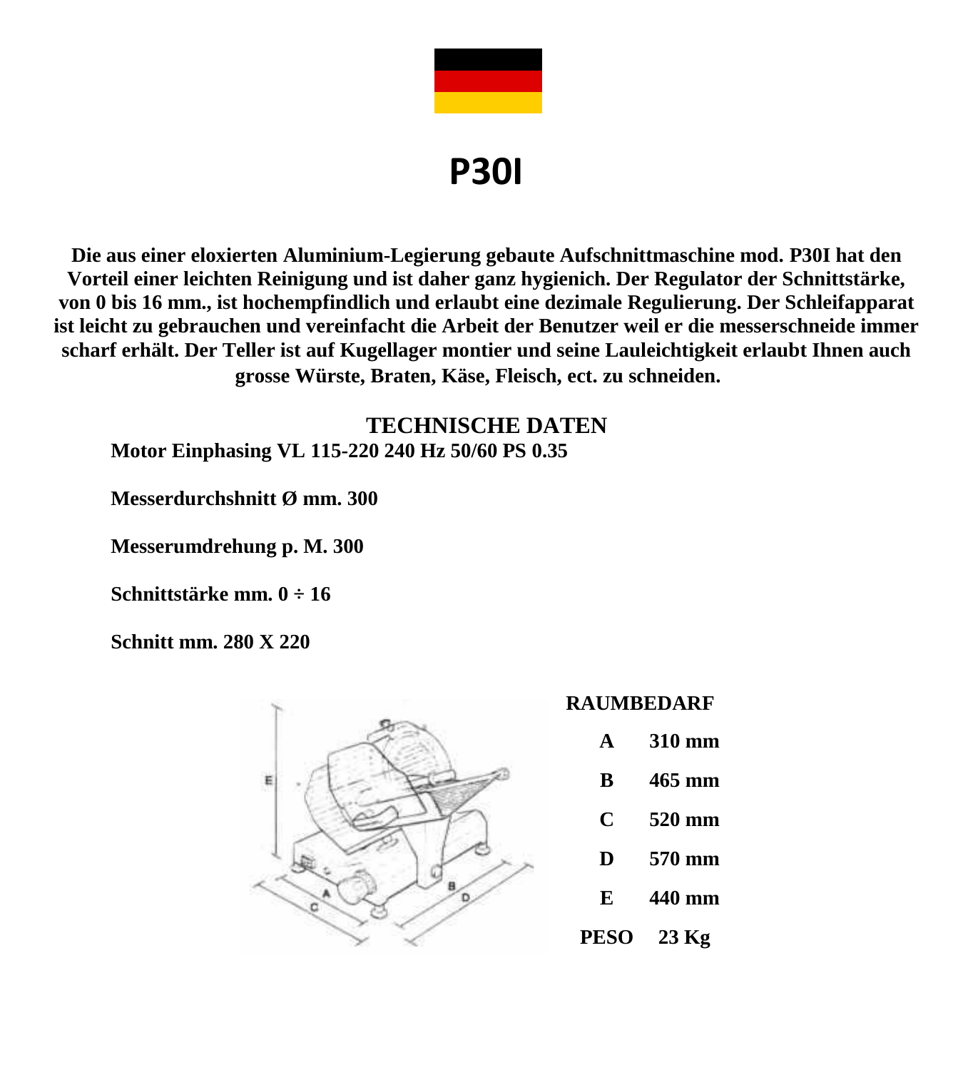# P30I

**Die aus einer eloxierten Aluminium-Legierung gebaute Aufschnittmaschine mod. P30I hat den Vorteil einer leichten Reinigung und ist daher ganz hygienich. Der Regulator der Schnittstärke, von 0 bis 16 mm., ist hochempfindlich und erlaubt eine dezimale Regulierung. Der Schleifapparat ist leicht zu gebrauchen und vereinfacht die Arbeit der Benutzer weil er die messerschneide immer scharf erhält. Der Teller ist auf Kugellager montier und seine Lauleichtigkeit erlaubt Ihnen auch grosse Würste, Braten, Käse, Fleisch, ect. zu schneiden.**

## TECHNISCHE DATEN

**Motor Einphasing VL 115-220 240 Hz 50/60 PS 0.35**

**Messerdurchshnitt Ø mm. 300**

**Messerumdrehung p. M. 300**

**Schnittstärke mm. 0 ÷ 16**

**Schnitt mm. 280 X 220**

**RAUMBEDARF**

| | |
|---|---|
| **A** | **310 mm** |
| **B** | **465 mm** |
| **C** | **520 mm** |
| **D** | **570 mm** |
| **E** | **440 mm** |
| **PESO** | **23 Kg** |